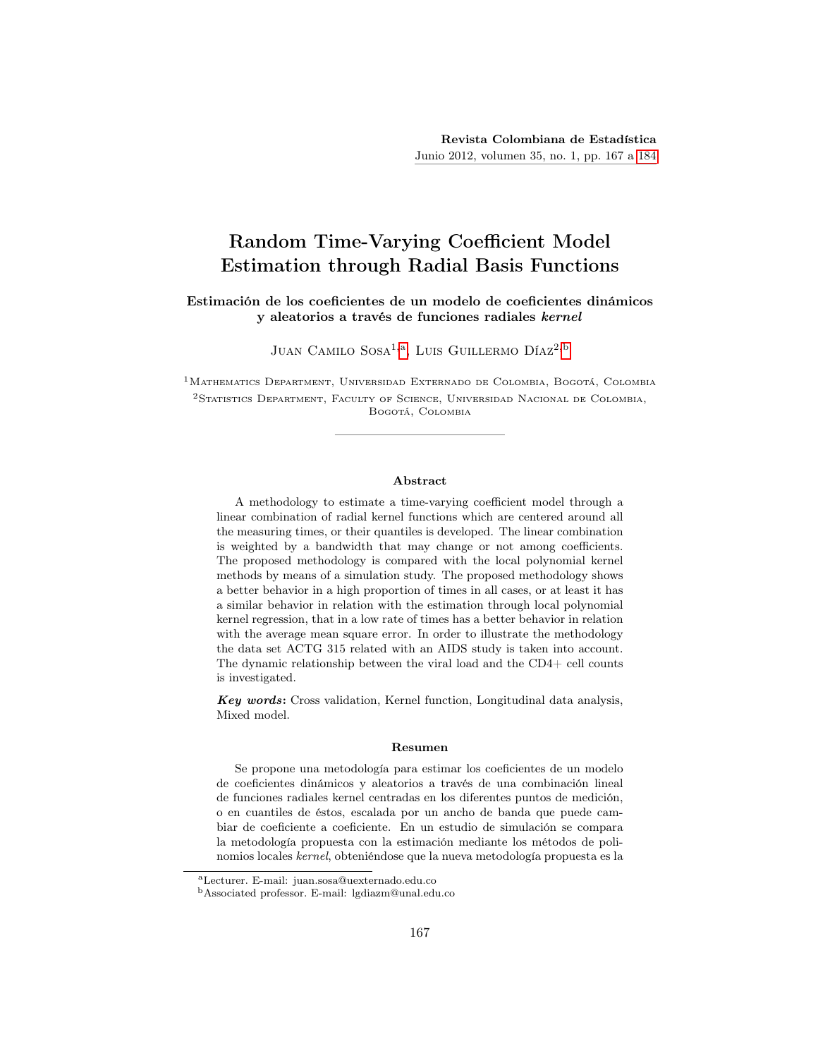# Random Time-Varying Coefficient Model Estimation through Radial Basis Functions

### Estimación de los coeficientes de un modelo de coeficientes dinámicos y aleatorios a través de funciones radiales *kernel*

Juan Camilo Sosa[1,a], Luis Guillermo Díaz[2,b]

[1]Mathematics Department, Universidad Externado de Colombia, Bogotá, Colombia

[2]Statistics Department, Faculty of Science, Universidad Nacional de Colombia, Bogotá, Colombia

#### Abstract

A methodology to estimate a time-varying coefficient model through a linear combination of radial kernel functions which are centered around all the measuring times, or their quantiles is developed. The linear combination is weighted by a bandwidth that may change or not among coefficients. The proposed methodology is compared with the local polynomial kernel methods by means of a simulation study. The proposed methodology shows a better behavior in a high proportion of times in all cases, or at least it has a similar behavior in relation with the estimation through local polynomial kernel regression, that in a low rate of times has a better behavior in relation with the average mean square error. In order to illustrate the methodology the data set ACTG 315 related with an AIDS study is taken into account. The dynamic relationship between the viral load and the CD4+ cell counts is investigated.

***Key words*:** Cross validation, Kernel function, Longitudinal data analysis, Mixed model.

#### Resumen

Se propone una metodología para estimar los coeficientes de un modelo de coeficientes dinámicos y aleatorios a través de una combinación lineal de funciones radiales kernel centradas en los diferentes puntos de medición, o en cuantiles de éstos, escalada por un ancho de banda que puede cambiar de coeficiente a coeficiente. En un estudio de simulación se compara la metodología propuesta con la estimación mediante los métodos de polinomios locales *kernel*, obteniéndose que la nueva metodología propuesta es la

[a]Lecturer. E-mail: juan.sosa@uexternado.edu.co

[b]Associated professor. E-mail: lgdiazm@unal.edu.co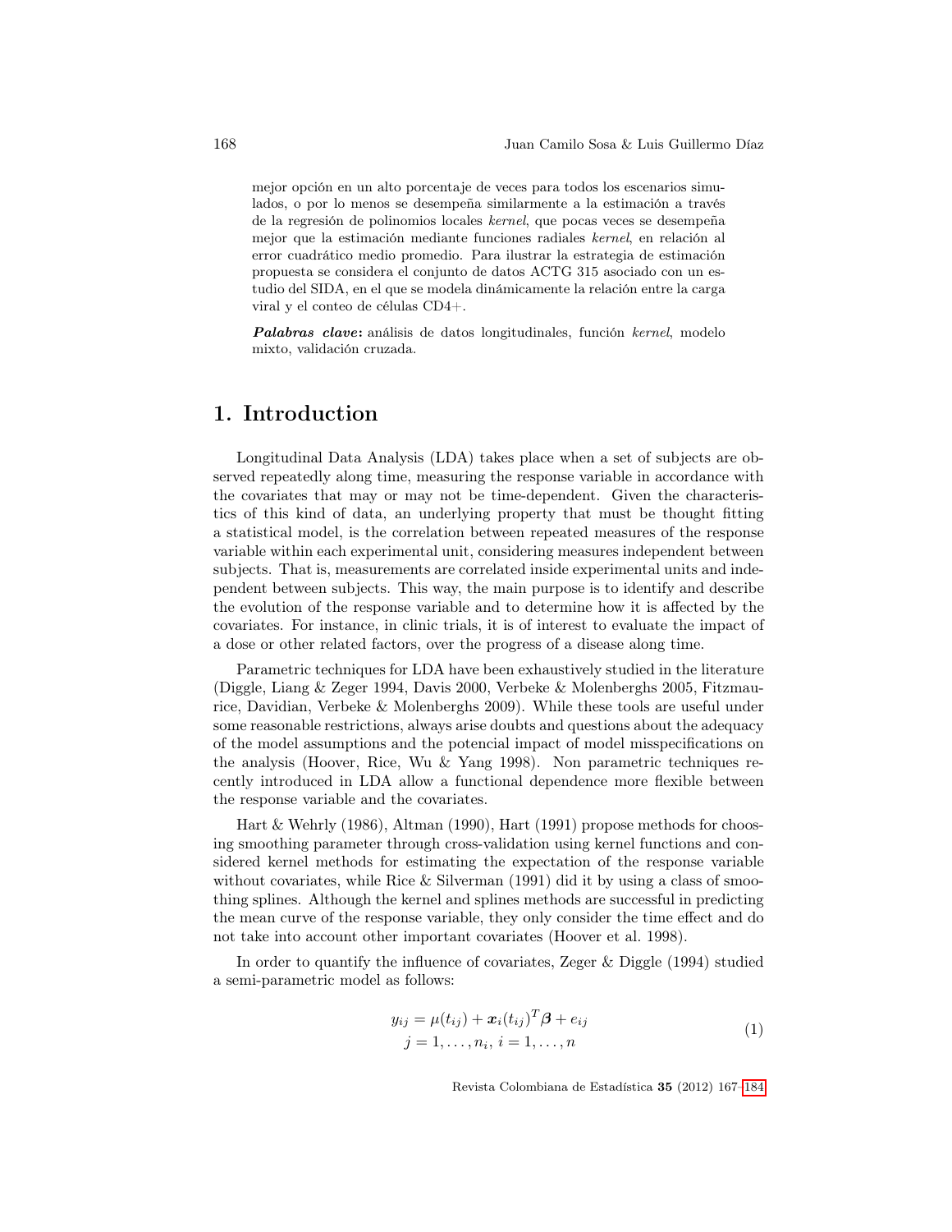mejor opción en un alto porcentaje de veces para todos los escenarios simulados, o por lo menos se desempeña similarmente a la estimación a través de la regresión de polinomios locales *kernel*, que pocas veces se desempeña mejor que la estimación mediante funciones radiales *kernel*, en relación al error cuadrático medio promedio. Para ilustrar la estrategia de estimación propuesta se considera el conjunto de datos ACTG 315 asociado con un estudio del SIDA, en el que se modela dinámicamente la relación entre la carga viral y el conteo de células CD4+.

***Palabras clave*:** análisis de datos longitudinales, función *kernel*, modelo mixto, validación cruzada.

# 1. Introduction

Longitudinal Data Analysis (LDA) takes place when a set of subjects are observed repeatedly along time, measuring the response variable in accordance with the covariates that may or may not be time-dependent. Given the characteristics of this kind of data, an underlying property that must be thought fitting a statistical model, is the correlation between repeated measures of the response variable within each experimental unit, considering measures independent between subjects. That is, measurements are correlated inside experimental units and independent between subjects. This way, the main purpose is to identify and describe the evolution of the response variable and to determine how it is affected by the covariates. For instance, in clinic trials, it is of interest to evaluate the impact of a dose or other related factors, over the progress of a disease along time.

Parametric techniques for LDA have been exhaustively studied in the literature (Diggle, Liang & Zeger 1994, Davis 2000, Verbeke & Molenberghs 2005, Fitzmaurice, Davidian, Verbeke & Molenberghs 2009). While these tools are useful under some reasonable restrictions, always arise doubts and questions about the adequacy of the model assumptions and the potencial impact of model misspecifications on the analysis (Hoover, Rice, Wu & Yang 1998). Non parametric techniques recently introduced in LDA allow a functional dependence more flexible between the response variable and the covariates.

Hart & Wehrly (1986), Altman (1990), Hart (1991) propose methods for choosing smoothing parameter through cross-validation using kernel functions and considered kernel methods for estimating the expectation of the response variable without covariates, while Rice & Silverman (1991) did it by using a class of smoothing splines. Although the kernel and splines methods are successful in predicting the mean curve of the response variable, they only consider the time effect and do not take into account other important covariates (Hoover et al. 1998).

In order to quantify the influence of covariates, Zeger & Diggle (1994) studied a semi-parametric model as follows:

$$
\begin{gathered}
y_{ij} = \mu(t_{ij}) + \boldsymbol{x}_i(t_{ij})^T\boldsymbol{\beta} + e_{ij} \\
j = 1, \dots, n_i,\ i = 1, \dots, n
\end{gathered}
\tag{1}
$$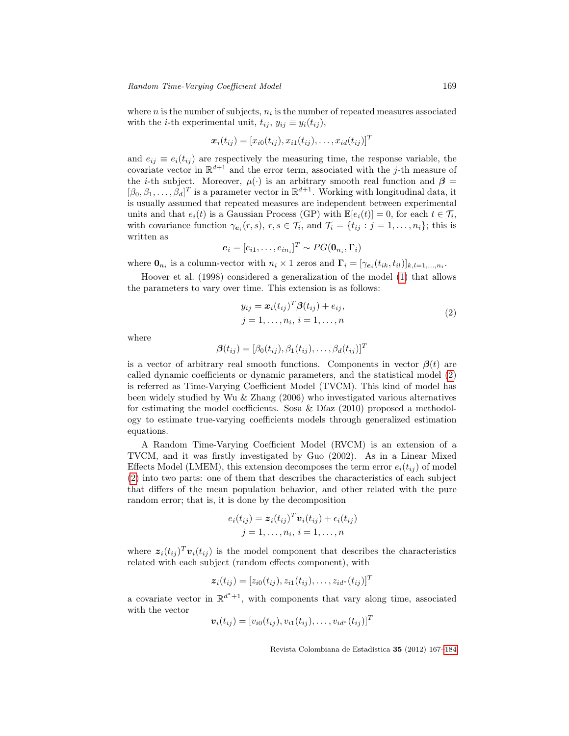where $n$ is the number of subjects, $n_i$ is the number of repeated measures associated with the $i$-th experimental unit, $t_{ij}$, $y_{ij} \equiv y_i(t_{ij})$,

$$\boldsymbol{x}_i(t_{ij}) = [x_{i0}(t_{ij}), x_{i1}(t_{ij}), \ldots, x_{id}(t_{ij})]^T$$

and $e_{ij} \equiv e_i(t_{ij})$ are respectively the measuring time, the response variable, the covariate vector in $\mathbb{R}^{d+1}$ and the error term, associated with the $j$-th measure of the $i$-th subject. Moreover, $\mu(\cdot)$ is an arbitrary smooth real function and $\boldsymbol{\beta} = [\beta_0, \beta_1, \ldots, \beta_d]^T$ is a parameter vector in $\mathbb{R}^{d+1}$. Working with longitudinal data, it is usually assumed that repeated measures are independent between experimental units and that $e_i(t)$ is a Gaussian Process (GP) with $\mathbb{E}[e_i(t)] = 0$, for each $t \in \mathcal{T}_i$, with covariance function $\gamma_{\boldsymbol{e}_i}(r, s)$, $r, s \in \mathcal{T}_i$, and $\mathcal{T}_i = \{t_{ij} : j = 1, \ldots, n_i\}$; this is written as

$$\boldsymbol{e}_i = [e_{i1}, \ldots, e_{in_i}]^T \sim PG(\boldsymbol{0}_{n_i}, \boldsymbol{\Gamma}_i)$$

where $\boldsymbol{0}_{n_i}$ is a column-vector with $n_i \times 1$ zeros and $\boldsymbol{\Gamma}_i = [\gamma_{\boldsymbol{e}_i}(t_{ik}, t_{il})]_{k,l=1,\ldots,n_i}$.

Hoover et al. (1998) considered a generalization of the model (1) that allows the parameters to vary over time. This extension is as follows:

$$\begin{aligned} y_{ij} &= \boldsymbol{x}_i(t_{ij})^T \boldsymbol{\beta}(t_{ij}) + e_{ij}, \\ j &= 1, \ldots, n_i, \; i = 1, \ldots, n \end{aligned} \tag{2}$$

where

$$\boldsymbol{\beta}(t_{ij}) = [\beta_0(t_{ij}), \beta_1(t_{ij}), \ldots, \beta_d(t_{ij})]^T$$

is a vector of arbitrary real smooth functions. Components in vector $\boldsymbol{\beta}(t)$ are called dynamic coefficients or dynamic parameters, and the statistical model (2) is referred as Time-Varying Coefficient Model (TVCM). This kind of model has been widely studied by Wu & Zhang (2006) who investigated various alternatives for estimating the model coefficients. Sosa & Díaz (2010) proposed a methodology to estimate true-varying coefficients models through generalized estimation equations.

A Random Time-Varying Coefficient Model (RVCM) is an extension of a TVCM, and it was firstly investigated by Guo (2002). As in a Linear Mixed Effects Model (LMEM), this extension decomposes the term error $e_i(t_{ij})$ of model (2) into two parts: one of them that describes the characteristics of each subject that differs of the mean population behavior, and other related with the pure random error; that is, it is done by the decomposition

$$\begin{gathered} e_i(t_{ij}) = \boldsymbol{z}_i(t_{ij})^T \boldsymbol{v}_i(t_{ij}) + \epsilon_i(t_{ij}) \\ j = 1, \ldots, n_i, \; i = 1, \ldots, n \end{gathered}$$

where $\boldsymbol{z}_i(t_{ij})^T \boldsymbol{v}_i(t_{ij})$ is the model component that describes the characteristics related with each subject (random effects component), with

$$\boldsymbol{z}_i(t_{ij}) = [z_{i0}(t_{ij}), z_{i1}(t_{ij}), \ldots, z_{id^*}(t_{ij})]^T$$

a covariate vector in $\mathbb{R}^{d^*+1}$, with components that vary along time, associated with the vector

$$\boldsymbol{v}_i(t_{ij}) = [v_{i0}(t_{ij}), v_{i1}(t_{ij}), \ldots, v_{id^*}(t_{ij})]^T$$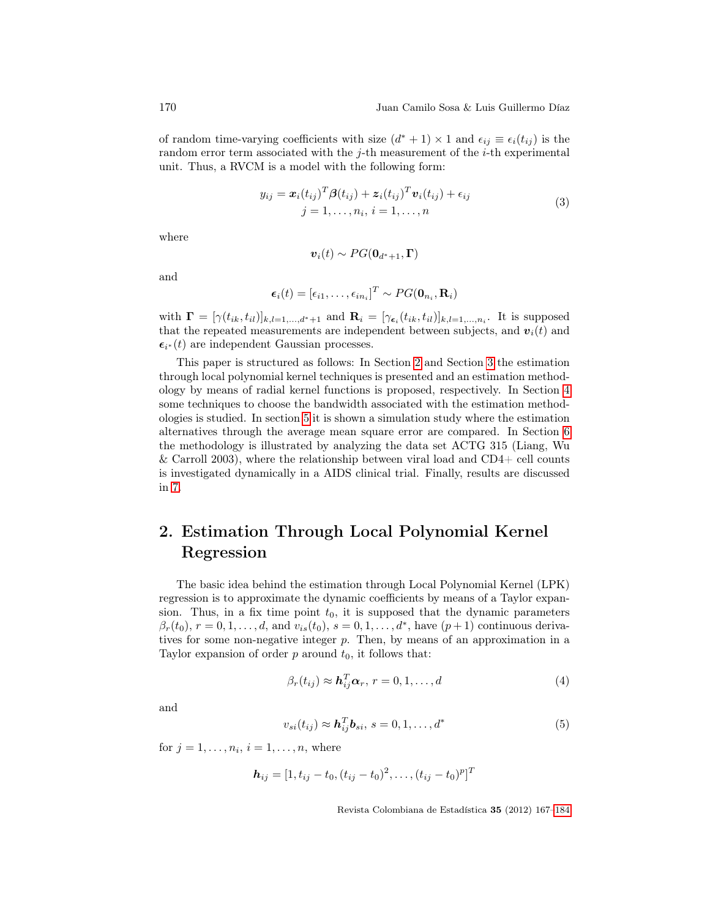of random time-varying coefficients with size $(d^*+1)\times 1$ and $\epsilon_{ij}\equiv\epsilon_i(t_{ij})$ is the random error term associated with the $j$-th measurement of the $i$-th experimental unit. Thus, a RVCM is a model with the following form:

$$
\begin{gathered}
y_{ij} = \boldsymbol{x}_i(t_{ij})^T\boldsymbol{\beta}(t_{ij}) + \boldsymbol{z}_i(t_{ij})^T\boldsymbol{v}_i(t_{ij}) + \epsilon_{ij} \\
j = 1,\dots,n_i,\ i = 1,\dots,n
\end{gathered}
\tag{3}
$$

where

$$
\boldsymbol{v}_i(t) \sim PG(\mathbf{0}_{d^*+1}, \boldsymbol{\Gamma})
$$

and

$$
\boldsymbol{\epsilon}_i(t) = [\epsilon_{i1},\dots,\epsilon_{in_i}]^T \sim PG(\mathbf{0}_{n_i}, \mathbf{R}_i)
$$

with $\boldsymbol{\Gamma} = [\gamma(t_{ik},t_{il})]_{k,l=1,\dots,d^*+1}$ and $\mathbf{R}_i = [\gamma_{\epsilon_i}(t_{ik},t_{il})]_{k,l=1,\dots,n_i}$. It is supposed that the repeated measurements are independent between subjects, and $\boldsymbol{v}_i(t)$ and $\boldsymbol{\epsilon}_{i^*}(t)$ are independent Gaussian processes.

This paper is structured as follows: In Section 2 and Section 3 the estimation through local polynomial kernel techniques is presented and an estimation methodology by means of radial kernel functions is proposed, respectively. In Section 4 some techniques to choose the bandwidth associated with the estimation methodologies is studied. In section 5 it is shown a simulation study where the estimation alternatives through the average mean square error are compared. In Section 6 the methodology is illustrated by analyzing the data set ACTG 315 (Liang, Wu & Carroll 2003), where the relationship between viral load and CD4+ cell counts is investigated dynamically in a AIDS clinical trial. Finally, results are discussed in 7.

# 2. Estimation Through Local Polynomial Kernel Regression

The basic idea behind the estimation through Local Polynomial Kernel (LPK) regression is to approximate the dynamic coefficients by means of a Taylor expansion. Thus, in a fix time point $t_0$, it is supposed that the dynamic parameters $\beta_r(t_0)$, $r=0,1,\dots,d$, and $v_{is}(t_0)$, $s=0,1,\dots,d^*$, have $(p+1)$ continuous derivatives for some non-negative integer $p$. Then, by means of an approximation in a Taylor expansion of order $p$ around $t_0$, it follows that:

$$
\beta_r(t_{ij}) \approx \boldsymbol{h}_{ij}^T\boldsymbol{\alpha}_r,\ r = 0,1,\dots,d \tag{4}
$$

and

$$
v_{si}(t_{ij}) \approx \boldsymbol{h}_{ij}^T\boldsymbol{b}_{si},\ s = 0,1,\dots,d^* \tag{5}
$$

for $j=1,\dots,n_i$, $i=1,\dots,n$, where

$$
\boldsymbol{h}_{ij} = [1, t_{ij}-t_0, (t_{ij}-t_0)^2, \dots, (t_{ij}-t_0)^p]^T
$$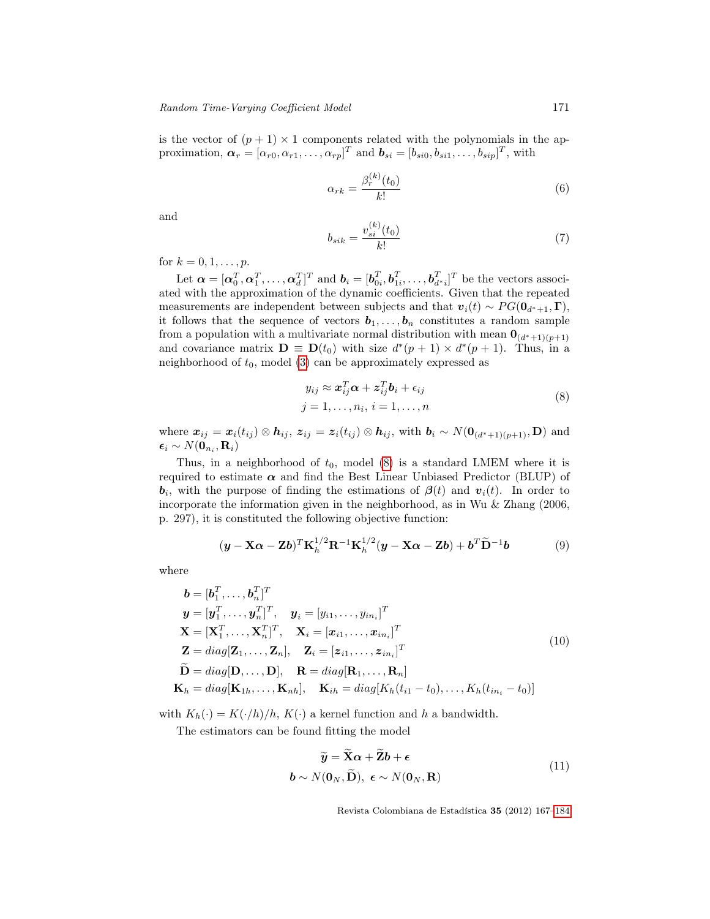is the vector of $(p+1) \times 1$ components related with the polynomials in the approximation, $\boldsymbol{\alpha}_r = [\alpha_{r0}, \alpha_{r1}, \ldots, \alpha_{rp}]^T$ and $\boldsymbol{b}_{si} = [b_{si0}, b_{si1}, \ldots, b_{sip}]^T$, with

$$\alpha_{rk} = \frac{\beta_r^{(k)}(t_0)}{k!} \tag{6}$$

and

$$b_{sik} = \frac{v_{si}^{(k)}(t_0)}{k!} \tag{7}$$

for $k = 0, 1, \ldots, p$.

Let $\boldsymbol{\alpha} = [\boldsymbol{\alpha}_0^T, \boldsymbol{\alpha}_1^T, \ldots, \boldsymbol{\alpha}_d^T]^T$ and $\boldsymbol{b}_i = [\boldsymbol{b}_{0i}^T, \boldsymbol{b}_{1i}^T, \ldots, \boldsymbol{b}_{d^*i}^T]^T$ be the vectors associated with the approximation of the dynamic coefficients. Given that the repeated measurements are independent between subjects and that $\boldsymbol{v}_i(t) \sim PG(\mathbf{0}_{d^*+1}, \boldsymbol{\Gamma})$, it follows that the sequence of vectors $\boldsymbol{b}_1, \ldots, \boldsymbol{b}_n$ constitutes a random sample from a population with a multivariate normal distribution with mean $\mathbf{0}_{(d^*+1)(p+1)}$ and covariance matrix $\mathbf{D} \equiv \mathbf{D}(t_0)$ with size $d^*(p+1) \times d^*(p+1)$. Thus, in a neighborhood of $t_0$, model (3) can be approximately expressed as

$$\begin{gathered} y_{ij} \approx \boldsymbol{x}_{ij}^T \boldsymbol{\alpha} + \boldsymbol{z}_{ij}^T \boldsymbol{b}_i + \epsilon_{ij} \\ j = 1, \ldots, n_i, \; i = 1, \ldots, n \end{gathered} \tag{8}$$

where $\boldsymbol{x}_{ij} = \boldsymbol{x}_i(t_{ij}) \otimes \boldsymbol{h}_{ij}$, $\boldsymbol{z}_{ij} = \boldsymbol{z}_i(t_{ij}) \otimes \boldsymbol{h}_{ij}$, with $\boldsymbol{b}_i \sim N(\mathbf{0}_{(d^*+1)(p+1)}, \mathbf{D})$ and $\boldsymbol{\epsilon}_i \sim N(\mathbf{0}_{n_i}, \mathbf{R}_i)$

Thus, in a neighborhood of $t_0$, model (8) is a standard LMEM where it is required to estimate $\boldsymbol{\alpha}$ and find the Best Linear Unbiased Predictor (BLUP) of $\boldsymbol{b}_i$, with the purpose of finding the estimations of $\boldsymbol{\beta}(t)$ and $\boldsymbol{v}_i(t)$. In order to incorporate the information given in the neighborhood, as in Wu & Zhang (2006, p. 297), it is constituted the following objective function:

$$(\boldsymbol{y} - \mathbf{X}\boldsymbol{\alpha} - \mathbf{Z}\boldsymbol{b})^T \mathbf{K}_h^{1/2} \mathbf{R}^{-1} \mathbf{K}_h^{1/2} (\boldsymbol{y} - \mathbf{X}\boldsymbol{\alpha} - \mathbf{Z}\boldsymbol{b}) + \boldsymbol{b}^T \widetilde{\mathbf{D}}^{-1} \boldsymbol{b} \tag{9}$$

where

$$\begin{aligned} \boldsymbol{b} &= [\boldsymbol{b}_1^T, \ldots, \boldsymbol{b}_n^T]^T \\ \boldsymbol{y} &= [\boldsymbol{y}_1^T, \ldots, \boldsymbol{y}_n^T]^T, \quad \boldsymbol{y}_i = [y_{i1}, \ldots, y_{in_i}]^T \\ \mathbf{X} &= [\mathbf{X}_1^T, \ldots, \mathbf{X}_n^T]^T, \quad \mathbf{X}_i = [\boldsymbol{x}_{i1}, \ldots, \boldsymbol{x}_{in_i}]^T \\ \mathbf{Z} &= diag[\mathbf{Z}_1, \ldots, \mathbf{Z}_n], \quad \mathbf{Z}_i = [\boldsymbol{z}_{i1}, \ldots, \boldsymbol{z}_{in_i}]^T \\ \widetilde{\mathbf{D}} &= diag[\mathbf{D}, \ldots, \mathbf{D}], \quad \mathbf{R} = diag[\mathbf{R}_1, \ldots, \mathbf{R}_n] \\ \mathbf{K}_h &= diag[\mathbf{K}_{1h}, \ldots, \mathbf{K}_{nh}], \quad \mathbf{K}_{ih} = diag[K_h(t_{i1} - t_0), \ldots, K_h(t_{in_i} - t_0)] \end{aligned} \tag{10}$$

with $K_h(\cdot) = K(\cdot/h)/h$, $K(\cdot)$ a kernel function and $h$ a bandwidth.

The estimators can be found fitting the model

$$\begin{gathered} \widetilde{\boldsymbol{y}} = \widetilde{\mathbf{X}}\boldsymbol{\alpha} + \widetilde{\mathbf{Z}}\boldsymbol{b} + \boldsymbol{\epsilon} \\ \boldsymbol{b} \sim N(\mathbf{0}_N, \widetilde{\mathbf{D}}), \; \boldsymbol{\epsilon} \sim N(\mathbf{0}_N, \mathbf{R}) \end{gathered} \tag{11}$$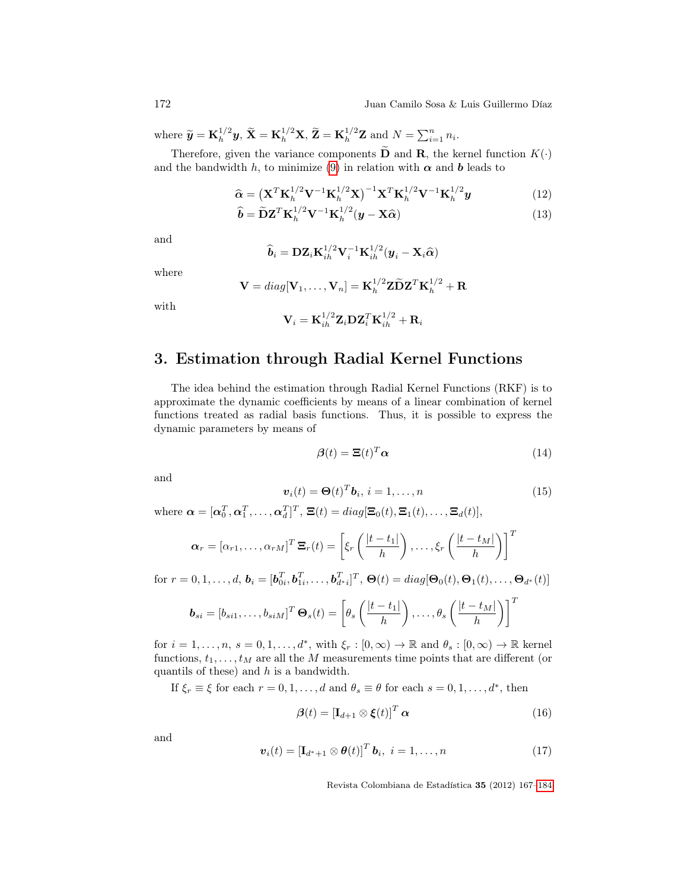where $\widetilde{\boldsymbol{y}} = \mathbf{K}_h^{1/2}\boldsymbol{y}$, $\widetilde{\mathbf{X}} = \mathbf{K}_h^{1/2}\mathbf{X}$, $\widetilde{\mathbf{Z}} = \mathbf{K}_h^{1/2}\mathbf{Z}$ and $N = \sum_{i=1}^{n} n_i$.

Therefore, given the variance components $\widetilde{\mathbf{D}}$ and $\mathbf{R}$, the kernel function $K(\cdot)$ and the bandwidth $h$, to minimize (9) in relation with $\boldsymbol{\alpha}$ and $\boldsymbol{b}$ leads to

$$\widehat{\boldsymbol{\alpha}} = \left(\mathbf{X}^T\mathbf{K}_h^{1/2}\mathbf{V}^{-1}\mathbf{K}_h^{1/2}\mathbf{X}\right)^{-1}\mathbf{X}^T\mathbf{K}_h^{1/2}\mathbf{V}^{-1}\mathbf{K}_h^{1/2}\boldsymbol{y} \tag{12}$$

$$\widehat{\boldsymbol{b}} = \widetilde{\mathbf{D}}\mathbf{Z}^T\mathbf{K}_h^{1/2}\mathbf{V}^{-1}\mathbf{K}_h^{1/2}(\boldsymbol{y} - \mathbf{X}\widehat{\boldsymbol{\alpha}}) \tag{13}$$

and

$$\widehat{\boldsymbol{b}}_i = \mathbf{D}\mathbf{Z}_i\mathbf{K}_{ih}^{1/2}\mathbf{V}_i^{-1}\mathbf{K}_{ih}^{1/2}(\boldsymbol{y}_i - \mathbf{X}_i\widehat{\boldsymbol{\alpha}})$$

where

$$\mathbf{V} = diag[\mathbf{V}_1, \dots, \mathbf{V}_n] = \mathbf{K}_h^{1/2}\mathbf{Z}\widetilde{\mathbf{D}}\mathbf{Z}^T\mathbf{K}_h^{1/2} + \mathbf{R}$$

with

$$\mathbf{V}_i = \mathbf{K}_{ih}^{1/2}\mathbf{Z}_i\mathbf{D}\mathbf{Z}_i^T\mathbf{K}_{ih}^{1/2} + \mathbf{R}_i$$

# 3. Estimation through Radial Kernel Functions

The idea behind the estimation through Radial Kernel Functions (RKF) is to approximate the dynamic coefficients by means of a linear combination of kernel functions treated as radial basis functions. Thus, it is possible to express the dynamic parameters by means of

$$\boldsymbol{\beta}(t) = \boldsymbol{\Xi}(t)^T\boldsymbol{\alpha} \tag{14}$$

and

$$\boldsymbol{v}_i(t) = \boldsymbol{\Theta}(t)^T\boldsymbol{b}_i,\ i = 1, \dots, n \tag{15}$$

where $\boldsymbol{\alpha} = [\boldsymbol{\alpha}_0^T, \boldsymbol{\alpha}_1^T, \dots, \boldsymbol{\alpha}_d^T]^T$, $\boldsymbol{\Xi}(t) = diag[\boldsymbol{\Xi}_0(t), \boldsymbol{\Xi}_1(t), \dots, \boldsymbol{\Xi}_d(t)]$,

$$\boldsymbol{\alpha}_r = [\alpha_{r1}, \dots, \alpha_{rM}]^T\ \boldsymbol{\Xi}_r(t) = \left[\xi_r\left(\frac{|t - t_1|}{h}\right), \dots, \xi_r\left(\frac{|t - t_M|}{h}\right)\right]^T$$

for $r = 0, 1, \dots, d$, $\boldsymbol{b}_i = [\boldsymbol{b}_{0i}^T, \boldsymbol{b}_{1i}^T, \dots, \boldsymbol{b}_{d^*i}^T]^T$, $\boldsymbol{\Theta}(t) = diag[\boldsymbol{\Theta}_0(t), \boldsymbol{\Theta}_1(t), \dots, \boldsymbol{\Theta}_{d^*}(t)]$

$$\boldsymbol{b}_{si} = [b_{si1}, \dots, b_{siM}]^T\ \boldsymbol{\Theta}_s(t) = \left[\theta_s\left(\frac{|t - t_1|}{h}\right), \dots, \theta_s\left(\frac{|t - t_M|}{h}\right)\right]^T$$

for $i = 1, \dots, n$, $s = 0, 1, \dots, d^*$, with $\xi_r : [0, \infty) \to \mathbb{R}$ and $\theta_s : [0, \infty) \to \mathbb{R}$ kernel functions, $t_1, \dots, t_M$ are all the $M$ measurements time points that are different (or quantils of these) and $h$ is a bandwidth.

If $\xi_r \equiv \xi$ for each $r = 0, 1, \dots, d$ and $\theta_s \equiv \theta$ for each $s = 0, 1, \dots, d^*$, then

$$\boldsymbol{\beta}(t) = \left[\mathbf{I}_{d+1} \otimes \boldsymbol{\xi}(t)\right]^T \boldsymbol{\alpha} \tag{16}$$

and

$$\boldsymbol{v}_i(t) = \left[\mathbf{I}_{d^*+1} \otimes \boldsymbol{\theta}(t)\right]^T \boldsymbol{b}_i,\ i = 1, \dots, n \tag{17}$$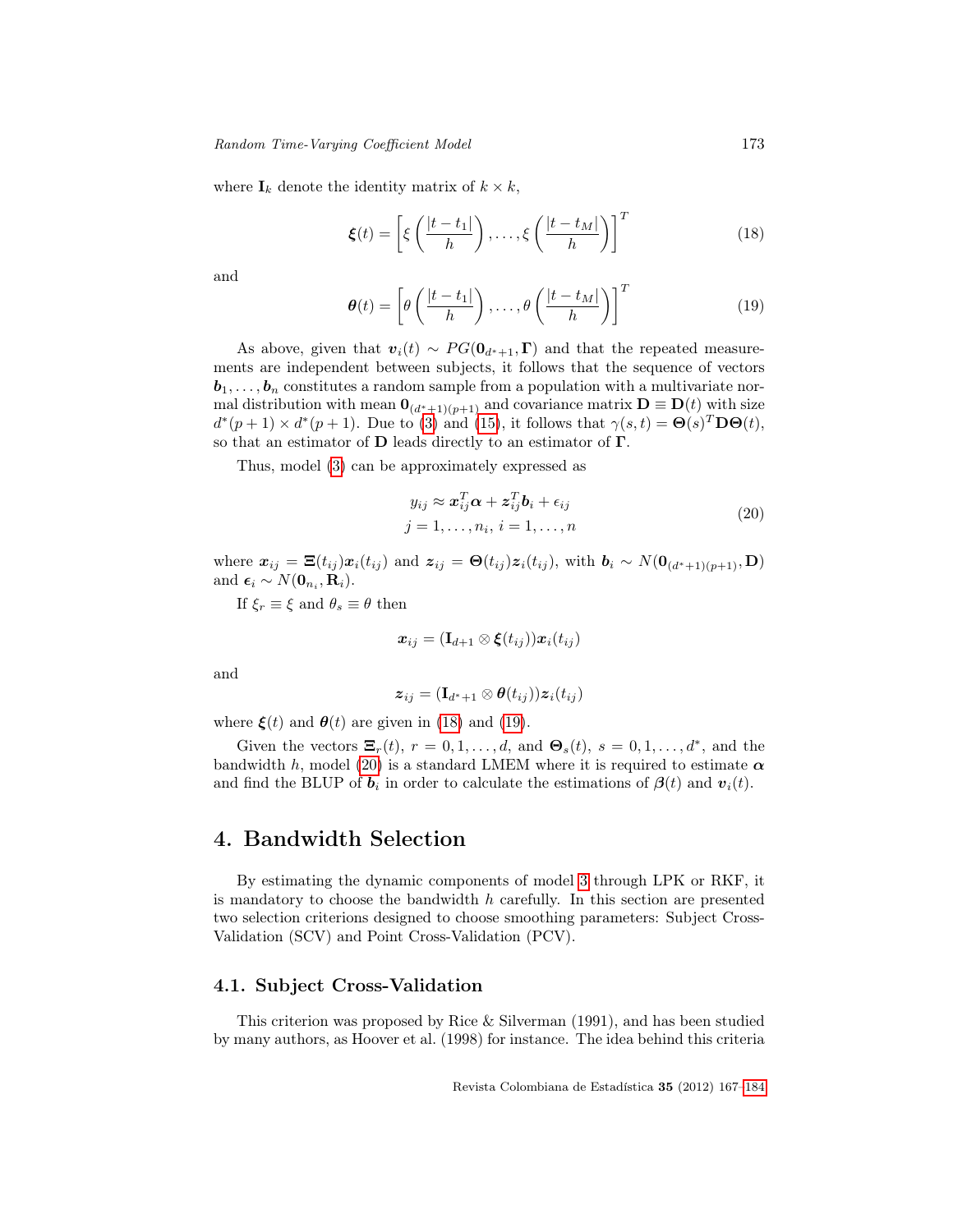where $\mathbf{I}_k$ denote the identity matrix of $k \times k$,

$$\boldsymbol{\xi}(t) = \left[ \xi\left(\frac{|t - t_1|}{h}\right), \ldots, \xi\left(\frac{|t - t_M|}{h}\right) \right]^T \tag{18}$$

and

$$\boldsymbol{\theta}(t) = \left[ \theta\left(\frac{|t - t_1|}{h}\right), \ldots, \theta\left(\frac{|t - t_M|}{h}\right) \right]^T \tag{19}$$

As above, given that $\boldsymbol{v}_i(t) \sim PG(\mathbf{0}_{d^*+1}, \boldsymbol{\Gamma})$ and that the repeated measurements are independent between subjects, it follows that the sequence of vectors $\boldsymbol{b}_1, \ldots, \boldsymbol{b}_n$ constitutes a random sample from a population with a multivariate normal distribution with mean $\mathbf{0}_{(d^*+1)(p+1)}$ and covariance matrix $\mathbf{D} \equiv \mathbf{D}(t)$ with size $d^*(p+1) \times d^*(p+1)$. Due to (3) and (15), it follows that $\gamma(s,t) = \boldsymbol{\Theta}(s)^T \mathbf{D} \boldsymbol{\Theta}(t)$, so that an estimator of $\mathbf{D}$ leads directly to an estimator of $\boldsymbol{\Gamma}$.

Thus, model (3) can be approximately expressed as

$$\begin{aligned} y_{ij} &\approx \boldsymbol{x}_{ij}^T \boldsymbol{\alpha} + \boldsymbol{z}_{ij}^T \boldsymbol{b}_i + \epsilon_{ij} \\ j &= 1, \ldots, n_i, \; i = 1, \ldots, n \end{aligned} \tag{20}$$

where $\boldsymbol{x}_{ij} = \boldsymbol{\Xi}(t_{ij}) \boldsymbol{x}_i(t_{ij})$ and $\boldsymbol{z}_{ij} = \boldsymbol{\Theta}(t_{ij}) \boldsymbol{z}_i(t_{ij})$, with $\boldsymbol{b}_i \sim N(\mathbf{0}_{(d^*+1)(p+1)}, \mathbf{D})$ and $\boldsymbol{\epsilon}_i \sim N(\mathbf{0}_{n_i}, \mathbf{R}_i)$.

If $\xi_r \equiv \xi$ and $\theta_s \equiv \theta$ then

$$\boldsymbol{x}_{ij} = (\mathbf{I}_{d+1} \otimes \boldsymbol{\xi}(t_{ij})) \boldsymbol{x}_i(t_{ij})$$

and

$$\boldsymbol{z}_{ij} = (\mathbf{I}_{d^*+1} \otimes \boldsymbol{\theta}(t_{ij})) \boldsymbol{z}_i(t_{ij})$$

where $\boldsymbol{\xi}(t)$ and $\boldsymbol{\theta}(t)$ are given in (18) and (19).

Given the vectors $\boldsymbol{\Xi}_r(t)$, $r = 0, 1, \ldots, d$, and $\boldsymbol{\Theta}_s(t)$, $s = 0, 1, \ldots, d^*$, and the bandwidth $h$, model (20) is a standard LMEM where it is required to estimate $\boldsymbol{\alpha}$ and find the BLUP of $\boldsymbol{b}_i$ in order to calculate the estimations of $\boldsymbol{\beta}(t)$ and $\boldsymbol{v}_i(t)$.

## 4. Bandwidth Selection

By estimating the dynamic components of model 3 through LPK or RKF, it is mandatory to choose the bandwidth $h$ carefully. In this section are presented two selection criterions designed to choose smoothing parameters: Subject Cross-Validation (SCV) and Point Cross-Validation (PCV).

### 4.1. Subject Cross-Validation

This criterion was proposed by Rice & Silverman (1991), and has been studied by many authors, as Hoover et al. (1998) for instance. The idea behind this criteria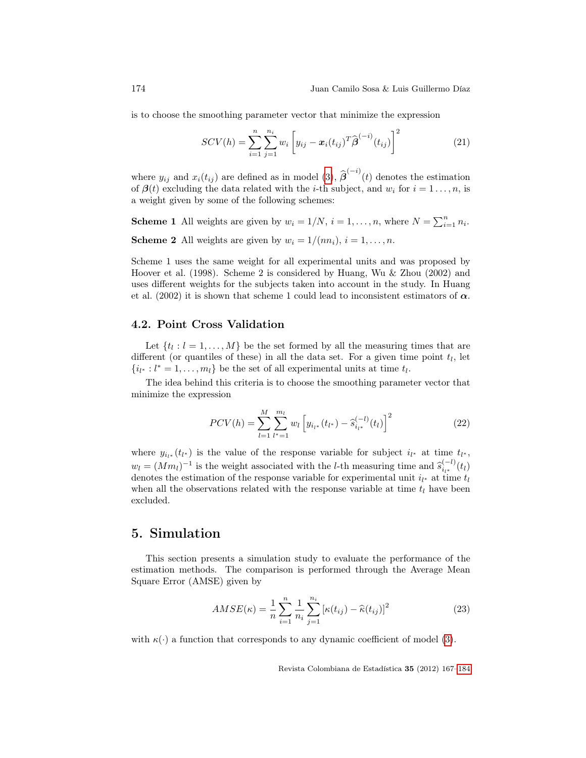is to choose the smoothing parameter vector that minimize the expression

$$SCV(h) = \sum_{i=1}^{n} \sum_{j=1}^{n_i} w_i \left[ y_{ij} - \boldsymbol{x}_i(t_{ij})^T \widehat{\boldsymbol{\beta}}^{(-i)}(t_{ij}) \right]^2 \tag{21}$$

where $y_{ij}$ and $x_i(t_{ij})$ are defined as in model (3), $\widehat{\boldsymbol{\beta}}^{(-i)}(t)$ denotes the estimation of $\boldsymbol{\beta}(t)$ excluding the data related with the $i$-th subject, and $w_i$ for $i = 1 \ldots, n$, is a weight given by some of the following schemes:

**Scheme 1** All weights are given by $w_i = 1/N$, $i = 1, \ldots, n$, where $N = \sum_{i=1}^{n} n_i$.

**Scheme 2** All weights are given by $w_i = 1/(nn_i)$, $i = 1, \ldots, n$.

Scheme 1 uses the same weight for all experimental units and was proposed by Hoover et al. (1998). Scheme 2 is considered by Huang, Wu & Zhou (2002) and uses different weights for the subjects taken into account in the study. In Huang et al. (2002) it is shown that scheme 1 could lead to inconsistent estimators of $\boldsymbol{\alpha}$.

### 4.2. Point Cross Validation

Let $\{t_l : l = 1, \ldots, M\}$ be the set formed by all the measuring times that are different (or quantiles of these) in all the data set. For a given time point $t_l$, let $\{i_{l^*} : l^* = 1, \ldots, m_l\}$ be the set of all experimental units at time $t_l$.

The idea behind this criteria is to choose the smoothing parameter vector that minimize the expression

$$PCV(h) = \sum_{l=1}^{M} \sum_{l^*=1}^{m_l} w_l \left[ y_{i_{l^*}}(t_{l^*}) - \widehat{s}_{i_{l^*}}^{(-l)}(t_l) \right]^2 \tag{22}$$

where $y_{i_{l^*}}(t_{l^*})$ is the value of the response variable for subject $i_{l^*}$ at time $t_{l^*}$, $w_l = (Mm_l)^{-1}$ is the weight associated with the $l$-th measuring time and $\widehat{s}_{i_{l^*}}^{(-l)}(t_l)$ denotes the estimation of the response variable for experimental unit $i_{l^*}$ at time $t_l$ when all the observations related with the response variable at time $t_l$ have been excluded.

## 5. Simulation

This section presents a simulation study to evaluate the performance of the estimation methods. The comparison is performed through the Average Mean Square Error (AMSE) given by

$$AMSE(\kappa) = \frac{1}{n} \sum_{i=1}^{n} \frac{1}{n_i} \sum_{j=1}^{n_i} \left[ \kappa(t_{ij}) - \widehat{\kappa}(t_{ij}) \right]^2 \tag{23}$$

with $\kappa(\cdot)$ a function that corresponds to any dynamic coefficient of model (3).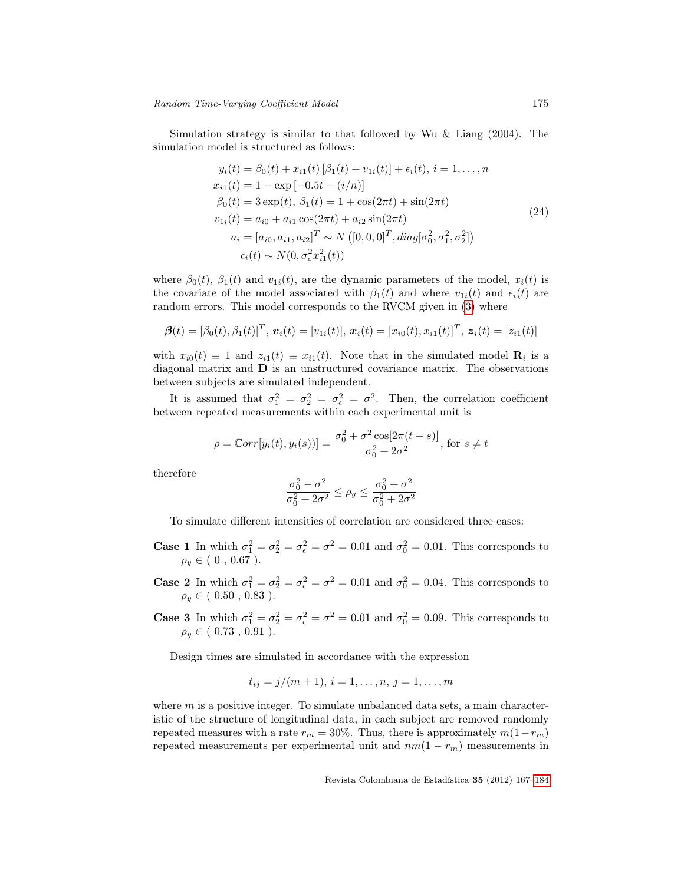Simulation strategy is similar to that followed by Wu & Liang (2004). The simulation model is structured as follows:

$$
\begin{aligned}
y_i(t) &= \beta_0(t) + x_{i1}(t)\left[\beta_1(t) + v_{1i}(t)\right] + \epsilon_i(t),\ i = 1, \ldots, n \\
x_{i1}(t) &= 1 - \exp\left[-0.5t - (i/n)\right] \\
\beta_0(t) &= 3\exp(t),\ \beta_1(t) = 1 + \cos(2\pi t) + \sin(2\pi t) \\
v_{1i}(t) &= a_{i0} + a_{i1}\cos(2\pi t) + a_{i2}\sin(2\pi t) \\
a_i &= [a_{i0}, a_{i1}, a_{i2}]^T \sim N\left([0,0,0]^T, diag[\sigma_0^2, \sigma_1^2, \sigma_2^2]\right) \\
\epsilon_i(t) &\sim N(0, \sigma_\epsilon^2 x_{i1}^2(t))
\end{aligned}
\tag{24}
$$

where $\beta_0(t)$, $\beta_1(t)$ and $v_{1i}(t)$, are the dynamic parameters of the model, $x_i(t)$ is the covariate of the model associated with $\beta_1(t)$ and where $v_{1i}(t)$ and $\epsilon_i(t)$ are random errors. This model corresponds to the RVCM given in (3) where

$$
\boldsymbol{\beta}(t) = [\beta_0(t), \beta_1(t)]^T,\ \boldsymbol{v}_i(t) = [v_{1i}(t)],\ \boldsymbol{x}_i(t) = [x_{i0}(t), x_{i1}(t)]^T,\ \boldsymbol{z}_i(t) = [z_{i1}(t)]
$$

with $x_{i0}(t) \equiv 1$ and $z_{i1}(t) \equiv x_{i1}(t)$. Note that in the simulated model $\mathbf{R}_i$ is a diagonal matrix and $\mathbf{D}$ is an unstructured covariance matrix. The observations between subjects are simulated independent.

It is assumed that $\sigma_1^2 = \sigma_2^2 = \sigma_\epsilon^2 = \sigma^2$. Then, the correlation coefficient between repeated measurements within each experimental unit is

$$
\rho = \mathbb{C}orr[y_i(t), y_i(s))] = \frac{\sigma_0^2 + \sigma^2\cos[2\pi(t-s)]}{\sigma_0^2 + 2\sigma^2},\ \text{for } s \neq t
$$

therefore

$$
\frac{\sigma_0^2 - \sigma^2}{\sigma_0^2 + 2\sigma^2} \leq \rho_y \leq \frac{\sigma_0^2 + \sigma^2}{\sigma_0^2 + 2\sigma^2}
$$

To simulate different intensities of correlation are considered three cases:

**Case 1** In which $\sigma_1^2 = \sigma_2^2 = \sigma_\epsilon^2 = \sigma^2 = 0.01$ and $\sigma_0^2 = 0.01$. This corresponds to $\rho_y \in (\ 0\ ,\ 0.67\ )$.

**Case 2** In which $\sigma_1^2 = \sigma_2^2 = \sigma_\epsilon^2 = \sigma^2 = 0.01$ and $\sigma_0^2 = 0.04$. This corresponds to $\rho_y \in (\ 0.50\ ,\ 0.83\ )$.

**Case 3** In which $\sigma_1^2 = \sigma_2^2 = \sigma_\epsilon^2 = \sigma^2 = 0.01$ and $\sigma_0^2 = 0.09$. This corresponds to $\rho_y \in (\ 0.73\ ,\ 0.91\ )$.

Design times are simulated in accordance with the expression

$$
t_{ij} = j/(m+1),\ i = 1, \ldots, n,\ j = 1, \ldots, m
$$

where $m$ is a positive integer. To simulate unbalanced data sets, a main characteristic of the structure of longitudinal data, in each subject are removed randomly repeated measures with a rate $r_m = 30\%$. Thus, there is approximately $m(1 - r_m)$ repeated measurements per experimental unit and $nm(1 - r_m)$ measurements in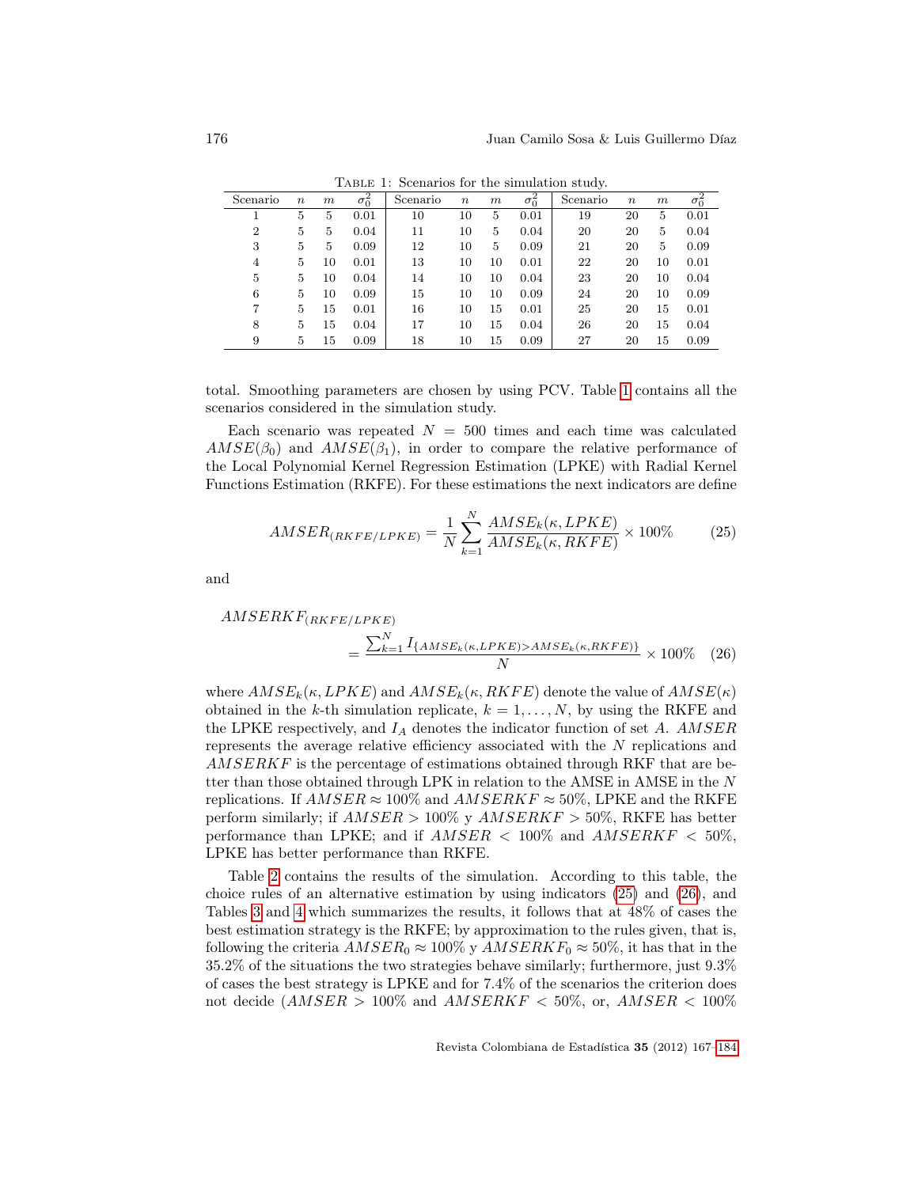Table 1: Scenarios for the simulation study.

| Scenario | $n$ | $m$ | $\sigma_0^2$ | Scenario | $n$ | $m$ | $\sigma_0^2$ | Scenario | $n$ | $m$ | $\sigma_0^2$ |
|---|---|---|---|---|---|---|---|---|---|---|---|
| 1 | 5 | 5 | 0.01 | 10 | 10 | 5 | 0.01 | 19 | 20 | 5 | 0.01 |
| 2 | 5 | 5 | 0.04 | 11 | 10 | 5 | 0.04 | 20 | 20 | 5 | 0.04 |
| 3 | 5 | 5 | 0.09 | 12 | 10 | 5 | 0.09 | 21 | 20 | 5 | 0.09 |
| 4 | 5 | 10 | 0.01 | 13 | 10 | 10 | 0.01 | 22 | 20 | 10 | 0.01 |
| 5 | 5 | 10 | 0.04 | 14 | 10 | 10 | 0.04 | 23 | 20 | 10 | 0.04 |
| 6 | 5 | 10 | 0.09 | 15 | 10 | 10 | 0.09 | 24 | 20 | 10 | 0.09 |
| 7 | 5 | 15 | 0.01 | 16 | 10 | 15 | 0.01 | 25 | 20 | 15 | 0.01 |
| 8 | 5 | 15 | 0.04 | 17 | 10 | 15 | 0.04 | 26 | 20 | 15 | 0.04 |
| 9 | 5 | 15 | 0.09 | 18 | 10 | 15 | 0.09 | 27 | 20 | 15 | 0.09 |

total. Smoothing parameters are chosen by using PCV. Table 1 contains all the scenarios considered in the simulation study.

Each scenario was repeated $N = 500$ times and each time was calculated $AMSE(\beta_0)$ and $AMSE(\beta_1)$, in order to compare the relative performance of the Local Polynomial Kernel Regression Estimation (LPKE) with Radial Kernel Functions Estimation (RKFE). For these estimations the next indicators are define

$$AMSER_{(RKFE/LPKE)} = \frac{1}{N}\sum_{k=1}^{N}\frac{AMSE_k(\kappa, LPKE)}{AMSE_k(\kappa, RKFE)} \times 100\% \qquad (25)$$

and

$$AMSERKF_{(RKFE/LPKE)} = \frac{\sum_{k=1}^{N} I_{\{AMSE_k(\kappa,LPKE)>AMSE_k(\kappa,RKFE)\}}}{N} \times 100\% \qquad (26)$$

where $AMSE_k(\kappa, LPKE)$ and $AMSE_k(\kappa, RKFE)$ denote the value of $AMSE(\kappa)$ obtained in the $k$-th simulation replicate, $k = 1, \ldots, N$, by using the RKFE and the LPKE respectively, and $I_A$ denotes the indicator function of set $A$. $AMSER$ represents the average relative efficiency associated with the $N$ replications and $AMSERKF$ is the percentage of estimations obtained through RKF that are better than those obtained through LPK in relation to the AMSE in AMSE in the $N$ replications. If $AMSER \approx 100\%$ and $AMSERKF \approx 50\%$, LPKE and the RKFE perform similarly; if $AMSER > 100\%$ y $AMSERKF > 50\%$, RKFE has better performance than LPKE; and if $AMSER < 100\%$ and $AMSERKF < 50\%$, LPKE has better performance than RKFE.

Table 2 contains the results of the simulation. According to this table, the choice rules of an alternative estimation by using indicators (25) and (26), and Tables 3 and 4 which summarizes the results, it follows that at 48% of cases the best estimation strategy is the RKFE; by approximation to the rules given, that is, following the criteria $AMSER_0 \approx 100\%$ y $AMSERKF_0 \approx 50\%$, it has that in the 35.2% of the situations the two strategies behave similarly; furthermore, just 9.3% of cases the best strategy is LPKE and for 7.4% of the scenarios the criterion does not decide ($AMSER > 100\%$ and $AMSERKF < 50\%$, or, $AMSER < 100\%$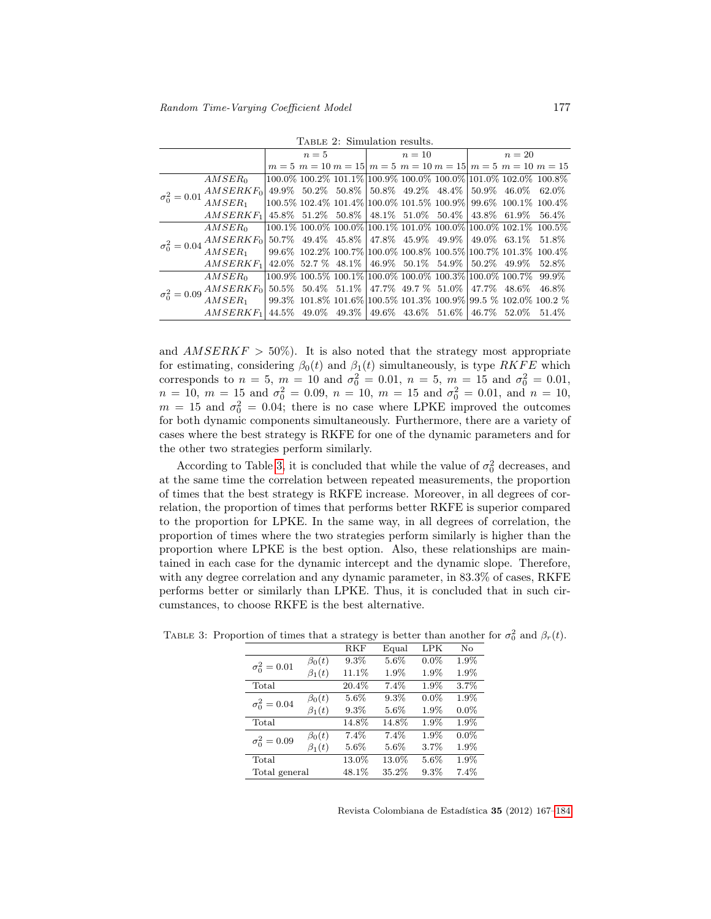Table 2: Simulation results.

| | | $n = 5$ | | | $n = 10$ | | | $n = 20$ | | |
|---|---|---|---|---|---|---|---|---|---|---|
| | | $m = 5$ | $m = 10$ | $m = 15$ | $m = 5$ | $m = 10$ | $m = 15$ | $m = 5$ | $m = 10$ | $m = 15$ |
| $\sigma_0^2 = 0.01$ | $AMSER_0$ | 100.0% | 100.2% | 101.1% | 100.9% | 100.0% | 100.0% | 101.0% | 102.0% | 100.8% |
| | $AMSERKF_0$ | 49.9% | 50.2% | 50.8% | 50.8% | 49.2% | 48.4% | 50.9% | 46.0% | 62.0% |
| | $AMSER_1$ | 100.5% | 102.4% | 101.4% | 100.0% | 101.5% | 100.9% | 99.6% | 100.1% | 100.4% |
| | $AMSERKF_1$ | 45.8% | 51.2% | 50.8% | 48.1% | 51.0% | 50.4% | 43.8% | 61.9% | 56.4% |
| $\sigma_0^2 = 0.04$ | $AMSER_0$ | 100.1% | 100.0% | 100.0% | 100.1% | 101.0% | 100.0% | 100.0% | 102.1% | 100.5% |
| | $AMSERKF_0$ | 50.7% | 49.4% | 45.8% | 47.8% | 45.9% | 49.9% | 49.0% | 63.1% | 51.8% |
| | $AMSER_1$ | 99.6% | 102.2% | 100.7% | 100.0% | 100.8% | 100.5% | 100.7% | 101.3% | 100.4% |
| | $AMSERKF_1$ | 42.0% | 52.7 % | 48.1% | 46.9% | 50.1% | 54.9% | 50.2% | 49.9% | 52.8% |
| $\sigma_0^2 = 0.09$ | $AMSER_0$ | 100.9% | 100.5% | 100.1% | 100.0% | 100.0% | 100.3% | 100.0% | 100.7% | 99.9% |
| | $AMSERKF_0$ | 50.5% | 50.4% | 51.1% | 47.7% | 49.7 % | 51.0% | 47.7% | 48.6% | 46.8% |
| | $AMSER_1$ | 99.3% | 101.8% | 101.6% | 100.5% | 101.3% | 100.9% | 99.5 % | 102.0% | 100.2 % |
| | $AMSERKF_1$ | 44.5% | 49.0% | 49.3% | 49.6% | 43.6% | 51.6% | 46.7% | 52.0% | 51.4% |

and $AMSERKF > 50\%$). It is also noted that the strategy most appropriate for estimating, considering $\beta_0(t)$ and $\beta_1(t)$ simultaneously, is type $RKFE$ which corresponds to $n = 5$, $m = 10$ and $\sigma_0^2 = 0.01$, $n = 5$, $m = 15$ and $\sigma_0^2 = 0.01$, $n = 10$, $m = 15$ and $\sigma_0^2 = 0.09$, $n = 10$, $m = 15$ and $\sigma_0^2 = 0.01$, and $n = 10$, $m = 15$ and $\sigma_0^2 = 0.04$; there is no case where LPKE improved the outcomes for both dynamic components simultaneously. Furthermore, there are a variety of cases where the best strategy is RKFE for one of the dynamic parameters and for the other two strategies perform similarly.

According to Table 3, it is concluded that while the value of $\sigma_0^2$ decreases, and at the same time the correlation between repeated measurements, the proportion of times that the best strategy is RKFE increase. Moreover, in all degrees of correlation, the proportion of times that performs better RKFE is superior compared to the proportion for LPKE. In the same way, in all degrees of correlation, the proportion of times where the two strategies perform similarly is higher than the proportion where LPKE is the best option. Also, these relationships are maintained in each case for the dynamic intercept and the dynamic slope. Therefore, with any degree correlation and any dynamic parameter, in 83.3% of cases, RKFE performs better or similarly than LPKE. Thus, it is concluded that in such circumstances, to choose RKFE is the best alternative.

Table 3: Proportion of times that a strategy is better than another for $\sigma_0^2$ and $\beta_r(t)$.

| | | RKF | Equal | LPK | No |
|---|---|---|---|---|---|
| $\sigma_0^2 = 0.01$ | $\beta_0(t)$ | 9.3% | 5.6% | 0.0% | 1.9% |
| | $\beta_1(t)$ | 11.1% | 1.9% | 1.9% | 1.9% |
| Total | | 20.4% | 7.4% | 1.9% | 3.7% |
| $\sigma_0^2 = 0.04$ | $\beta_0(t)$ | 5.6% | 9.3% | 0.0% | 1.9% |
| | $\beta_1(t)$ | 9.3% | 5.6% | 1.9% | 0.0% |
| Total | | 14.8% | 14.8% | 1.9% | 1.9% |
| $\sigma_0^2 = 0.09$ | $\beta_0(t)$ | 7.4% | 7.4% | 1.9% | 0.0% |
| | $\beta_1(t)$ | 5.6% | 5.6% | 3.7% | 1.9% |
| Total | | 13.0% | 13.0% | 5.6% | 1.9% |
| Total general | | 48.1% | 35.2% | 9.3% | 7.4% |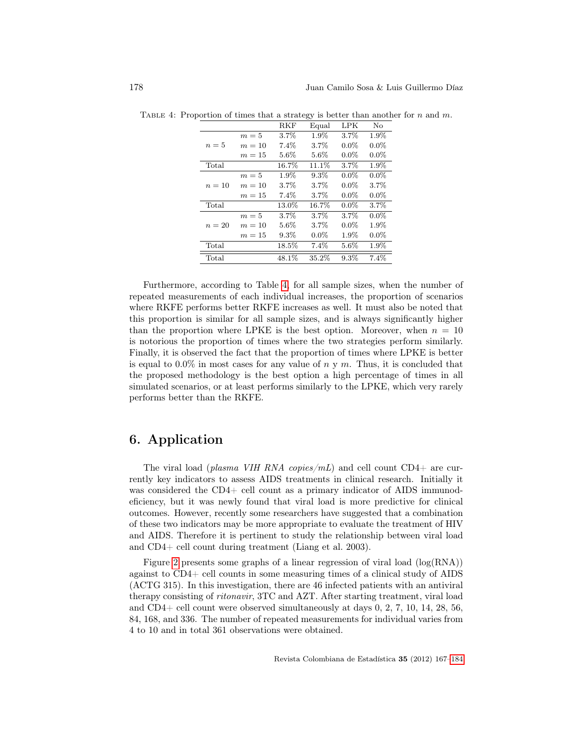Table 4: Proportion of times that a strategy is better than another for $n$ and $m$.

| | | RKF | Equal | LPK | No |
|---|---|---|---|---|---|
| $n = 5$ | $m = 5$ | 3.7% | 1.9% | 3.7% | 1.9% |
| | $m = 10$ | 7.4% | 3.7% | 0.0% | 0.0% |
| | $m = 15$ | 5.6% | 5.6% | 0.0% | 0.0% |
| Total | | 16.7% | 11.1% | 3.7% | 1.9% |
| $n = 10$ | $m = 5$ | 1.9% | 9.3% | 0.0% | 0.0% |
| | $m = 10$ | 3.7% | 3.7% | 0.0% | 3.7% |
| | $m = 15$ | 7.4% | 3.7% | 0.0% | 0.0% |
| Total | | 13.0% | 16.7% | 0.0% | 3.7% |
| $n = 20$ | $m = 5$ | 3.7% | 3.7% | 3.7% | 0.0% |
| | $m = 10$ | 5.6% | 3.7% | 0.0% | 1.9% |
| | $m = 15$ | 9.3% | 0.0% | 1.9% | 0.0% |
| Total | | 18.5% | 7.4% | 5.6% | 1.9% |
| Total | | 48.1% | 35.2% | 9.3% | 7.4% |

Furthermore, according to Table 4, for all sample sizes, when the number of repeated measurements of each individual increases, the proportion of scenarios where RKFE performs better RKFE increases as well. It must also be noted that this proportion is similar for all sample sizes, and is always significantly higher than the proportion where LPKE is the best option. Moreover, when $n = 10$ is notorious the proportion of times where the two strategies perform similarly. Finally, it is observed the fact that the proportion of times where LPKE is better is equal to 0.0% in most cases for any value of $n$ y $m$. Thus, it is concluded that the proposed methodology is the best option a high percentage of times in all simulated scenarios, or at least performs similarly to the LPKE, which very rarely performs better than the RKFE.

## 6. Application

The viral load (*plasma VIH RNA copies/mL*) and cell count CD4+ are currently key indicators to assess AIDS treatments in clinical research. Initially it was considered the CD4+ cell count as a primary indicator of AIDS immunodeficiency, but it was newly found that viral load is more predictive for clinical outcomes. However, recently some researchers have suggested that a combination of these two indicators may be more appropriate to evaluate the treatment of HIV and AIDS. Therefore it is pertinent to study the relationship between viral load and CD4+ cell count during treatment (Liang et al. 2003).

Figure 2 presents some graphs of a linear regression of viral load (log(RNA)) against to CD4+ cell counts in some measuring times of a clinical study of AIDS (ACTG 315). In this investigation, there are 46 infected patients with an antiviral therapy consisting of *ritonavir*, 3TC and AZT. After starting treatment, viral load and CD4+ cell count were observed simultaneously at days 0, 2, 7, 10, 14, 28, 56, 84, 168, and 336. The number of repeated measurements for individual varies from 4 to 10 and in total 361 observations were obtained.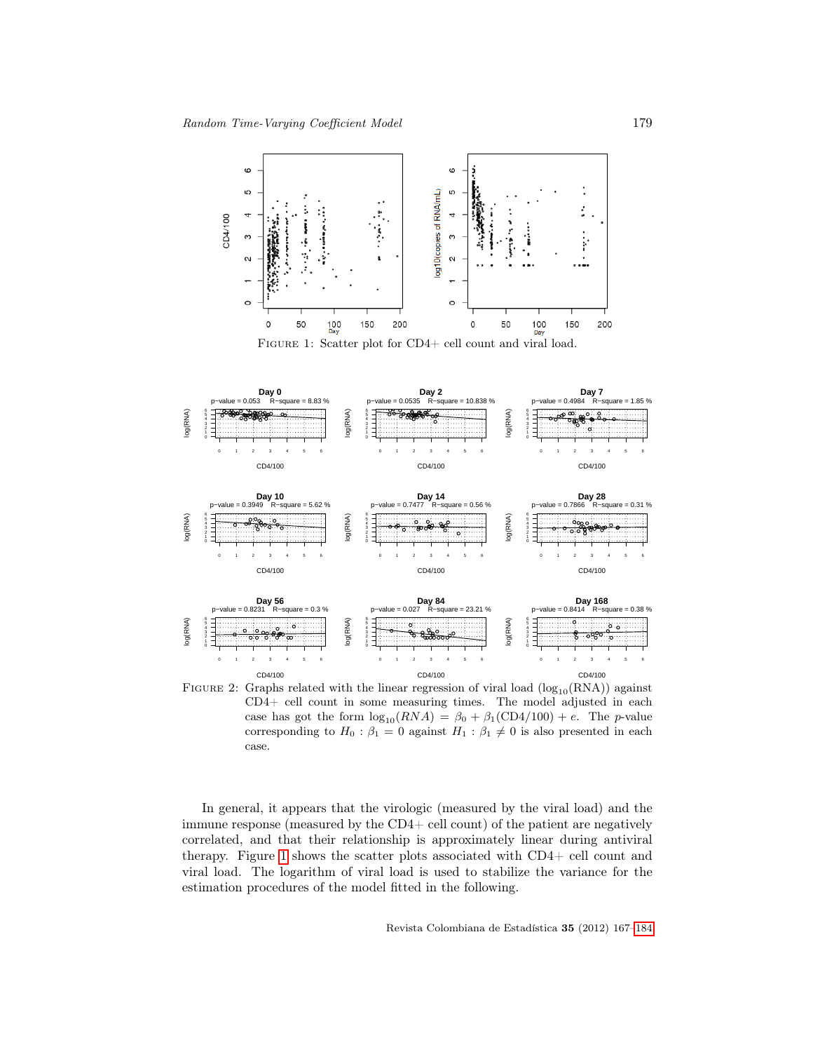Figure 1: Scatter plot for CD4+ cell count and viral load.

Figure 2: Graphs related with the linear regression of viral load ($\log_{10}(\text{RNA})$) against CD4+ cell count in some measuring times. The model adjusted in each case has got the form $\log_{10}(RNA) = \beta_0 + \beta_1(\text{CD4}/100) + e$. The $p$-value corresponding to $H_0 : \beta_1 = 0$ against $H_1 : \beta_1 \neq 0$ is also presented in each case.

In general, it appears that the virologic (measured by the viral load) and the immune response (measured by the CD4+ cell count) of the patient are negatively correlated, and that their relationship is approximately linear during antiviral therapy. Figure 1 shows the scatter plots associated with CD4+ cell count and viral load. The logarithm of viral load is used to stabilize the variance for the estimation procedures of the model fitted in the following.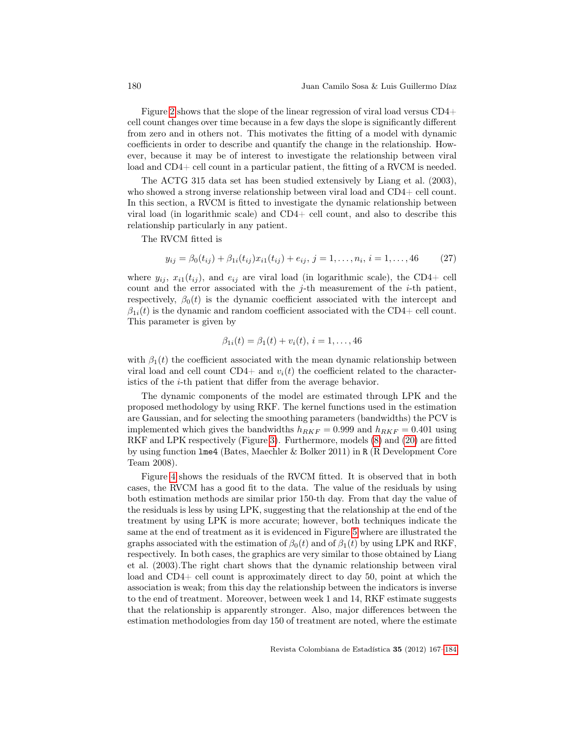Figure 2 shows that the slope of the linear regression of viral load versus CD4+ cell count changes over time because in a few days the slope is significantly different from zero and in others not. This motivates the fitting of a model with dynamic coefficients in order to describe and quantify the change in the relationship. However, because it may be of interest to investigate the relationship between viral load and CD4+ cell count in a particular patient, the fitting of a RVCM is needed.

The ACTG 315 data set has been studied extensively by Liang et al. (2003), who showed a strong inverse relationship between viral load and CD4+ cell count. In this section, a RVCM is fitted to investigate the dynamic relationship between viral load (in logarithmic scale) and CD4+ cell count, and also to describe this relationship particularly in any patient.

The RVCM fitted is

$$y_{ij} = \beta_0(t_{ij}) + \beta_{1i}(t_{ij})x_{i1}(t_{ij}) + e_{ij},\ j = 1, \dots, n_i,\ i = 1, \dots, 46 \qquad (27)$$

where $y_{ij}$, $x_{i1}(t_{ij})$, and $e_{ij}$ are viral load (in logarithmic scale), the CD4+ cell count and the error associated with the $j$-th measurement of the $i$-th patient, respectively, $\beta_0(t)$ is the dynamic coefficient associated with the intercept and $\beta_{1i}(t)$ is the dynamic and random coefficient associated with the CD4+ cell count. This parameter is given by

$$\beta_{1i}(t) = \beta_1(t) + v_i(t),\ i = 1, \dots, 46$$

with $\beta_1(t)$ the coefficient associated with the mean dynamic relationship between viral load and cell count CD4+ and $v_i(t)$ the coefficient related to the characteristics of the $i$-th patient that differ from the average behavior.

The dynamic components of the model are estimated through LPK and the proposed methodology by using RKF. The kernel functions used in the estimation are Gaussian, and for selecting the smoothing parameters (bandwidths) the PCV is implemented which gives the bandwidths $h_{RKF} = 0.999$ and $h_{RKF} = 0.401$ using RKF and LPK respectively (Figure 3). Furthermore, models (8) and (20) are fitted by using function `lme4` (Bates, Maechler & Bolker 2011) in `R` (R Development Core Team 2008).

Figure 4 shows the residuals of the RVCM fitted. It is observed that in both cases, the RVCM has a good fit to the data. The value of the residuals by using both estimation methods are similar prior 150-th day. From that day the value of the residuals is less by using LPK, suggesting that the relationship at the end of the treatment by using LPK is more accurate; however, both techniques indicate the same at the end of treatment as it is evidenced in Figure 5 where are illustrated the graphs associated with the estimation of $\beta_0(t)$ and of $\beta_1(t)$ by using LPK and RKF, respectively. In both cases, the graphics are very similar to those obtained by Liang et al. (2003).The right chart shows that the dynamic relationship between viral load and CD4+ cell count is approximately direct to day 50, point at which the association is weak; from this day the relationship between the indicators is inverse to the end of treatment. Moreover, between week 1 and 14, RKF estimate suggests that the relationship is apparently stronger. Also, major differences between the estimation methodologies from day 150 of treatment are noted, where the estimate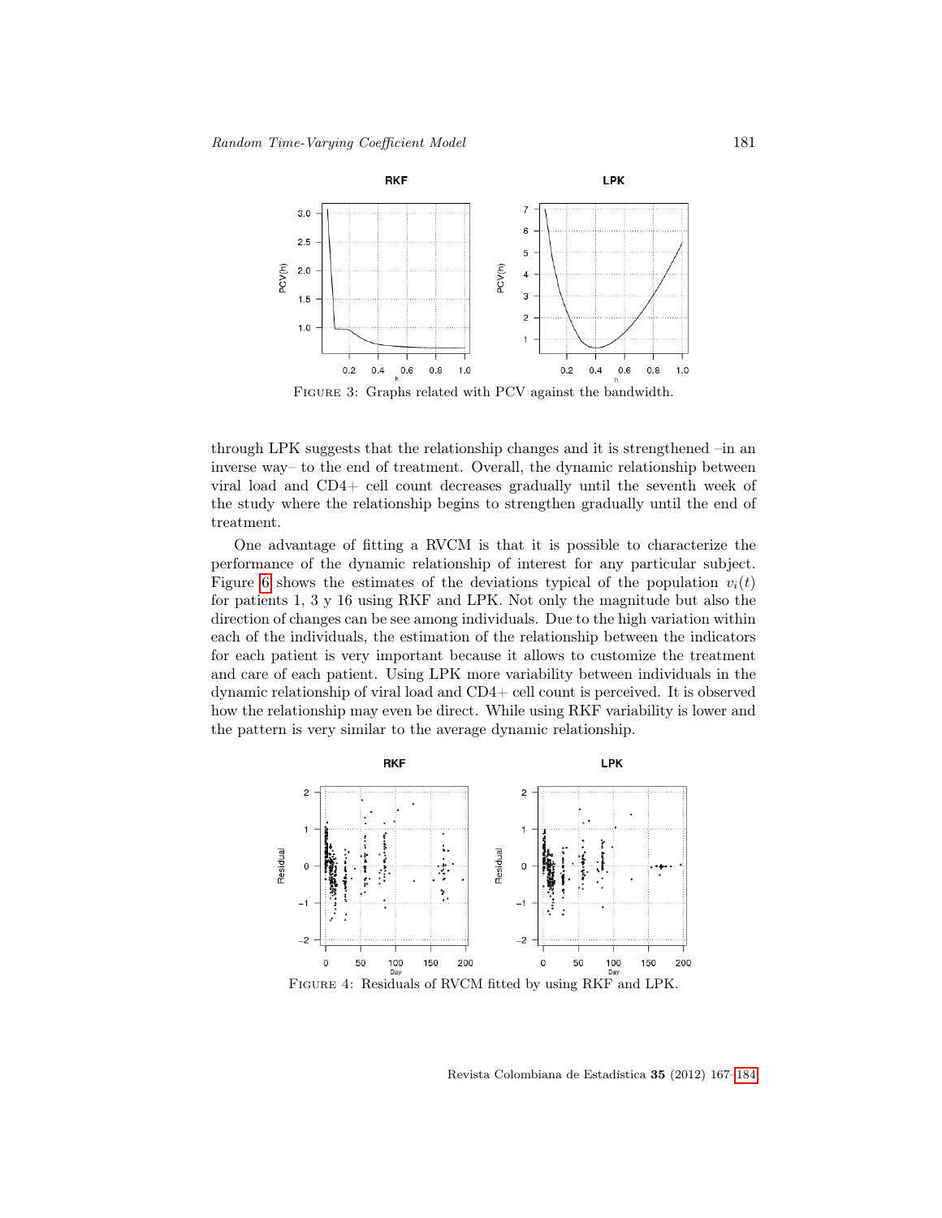FIGURE 3: Graphs related with PCV against the bandwidth.

through LPK suggests that the relationship changes and it is strengthened –in an inverse way– to the end of treatment. Overall, the dynamic relationship between viral load and CD4+ cell count decreases gradually until the seventh week of the study where the relationship begins to strengthen gradually until the end of treatment.

One advantage of fitting a RVCM is that it is possible to characterize the performance of the dynamic relationship of interest for any particular subject. Figure 6 shows the estimates of the deviations typical of the population $v_i(t)$ for patients 1, 3 y 16 using RKF and LPK. Not only the magnitude but also the direction of changes can be see among individuals. Due to the high variation within each of the individuals, the estimation of the relationship between the indicators for each patient is very important because it allows to customize the treatment and care of each patient. Using LPK more variability between individuals in the dynamic relationship of viral load and CD4+ cell count is perceived. It is observed how the relationship may even be direct. While using RKF variability is lower and the pattern is very similar to the average dynamic relationship.

FIGURE 4: Residuals of RVCM fitted by using RKF and LPK.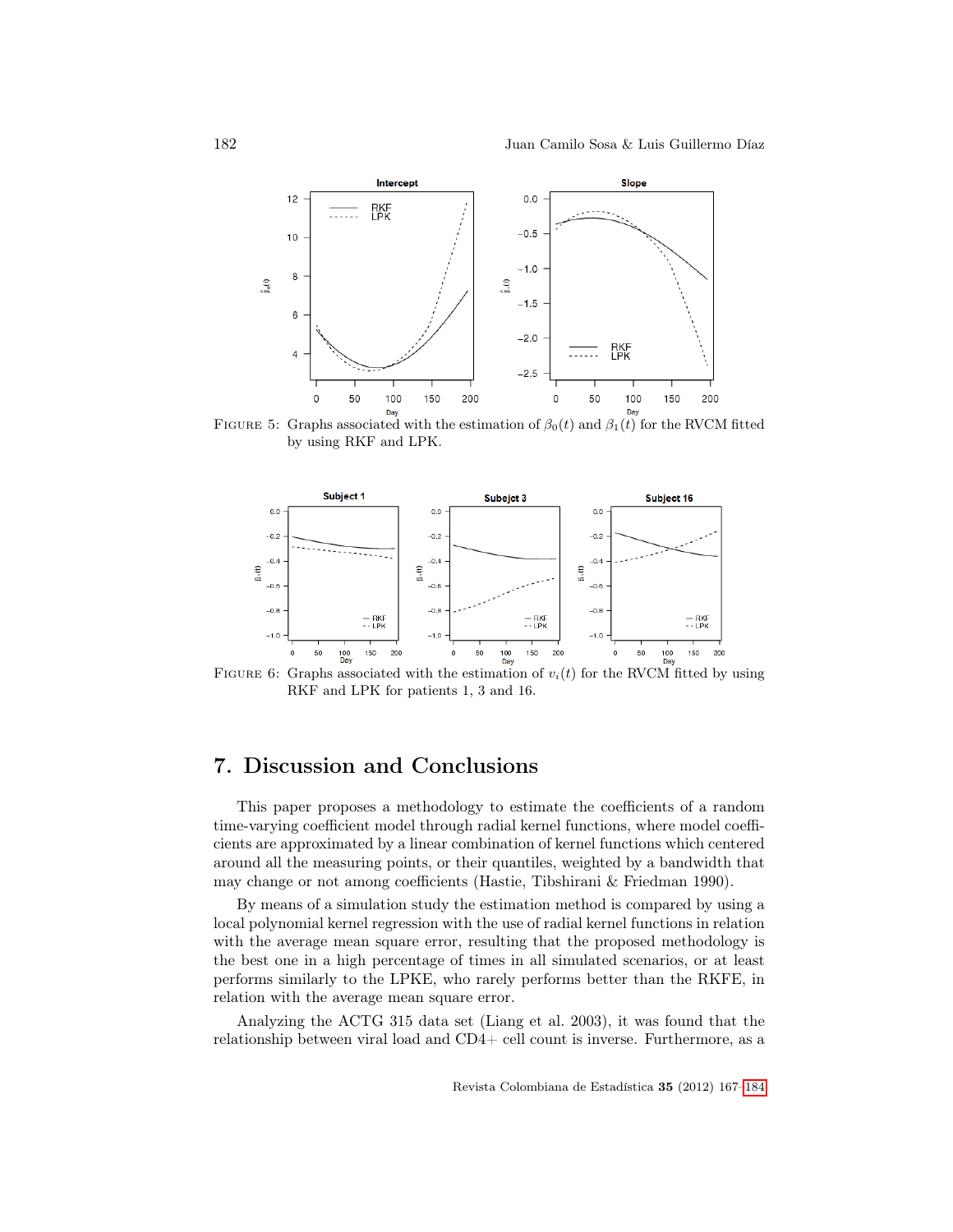FIGURE 5: Graphs associated with the estimation of $\beta_0(t)$ and $\beta_1(t)$ for the RVCM fitted by using RKF and LPK.

FIGURE 6: Graphs associated with the estimation of $v_i(t)$ for the RVCM fitted by using RKF and LPK for patients 1, 3 and 16.

## 7. Discussion and Conclusions

This paper proposes a methodology to estimate the coefficients of a random time-varying coefficient model through radial kernel functions, where model coefficients are approximated by a linear combination of kernel functions which centered around all the measuring points, or their quantiles, weighted by a bandwidth that may change or not among coefficients (Hastie, Tibshirani & Friedman 1990).

By means of a simulation study the estimation method is compared by using a local polynomial kernel regression with the use of radial kernel functions in relation with the average mean square error, resulting that the proposed methodology is the best one in a high percentage of times in all simulated scenarios, or at least performs similarly to the LPKE, who rarely performs better than the RKFE, in relation with the average mean square error.

Analyzing the ACTG 315 data set (Liang et al. 2003), it was found that the relationship between viral load and CD4+ cell count is inverse. Furthermore, as a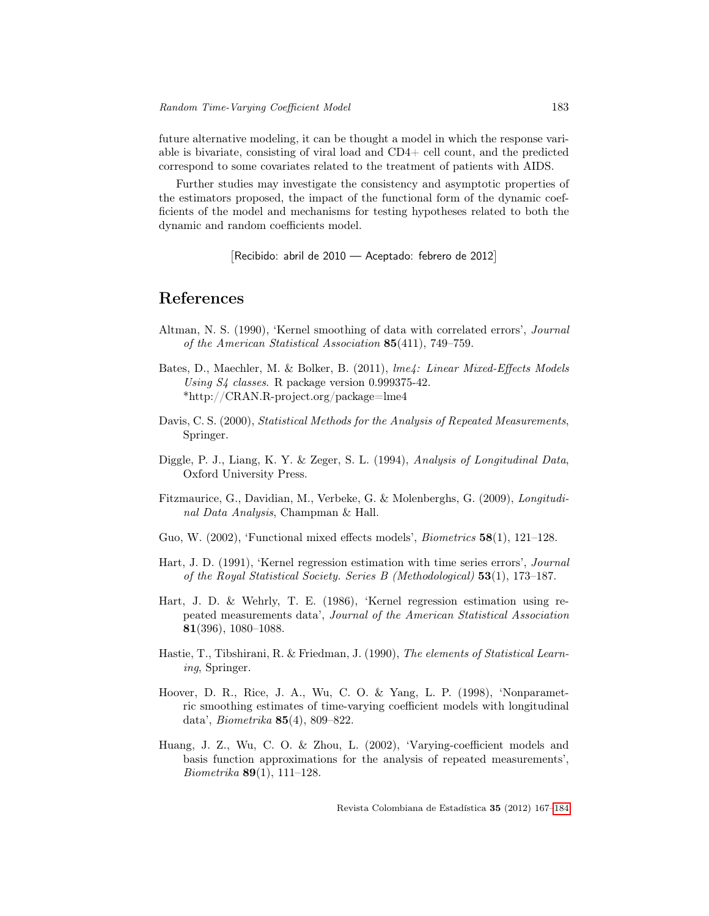future alternative modeling, it can be thought a model in which the response variable is bivariate, consisting of viral load and CD4+ cell count, and the predicted correspond to some covariates related to the treatment of patients with AIDS.

Further studies may investigate the consistency and asymptotic properties of the estimators proposed, the impact of the functional form of the dynamic coefficients of the model and mechanisms for testing hypotheses related to both the dynamic and random coefficients model.

[Recibido: abril de 2010 — Aceptado: febrero de 2012]

# References

Altman, N. S. (1990), 'Kernel smoothing of data with correlated errors', *Journal of the American Statistical Association* **85**(411), 749–759.

Bates, D., Maechler, M. & Bolker, B. (2011), *lme4: Linear Mixed-Effects Models Using S4 classes*. R package version 0.999375-42. *http://CRAN.R-project.org/package=lme4

Davis, C. S. (2000), *Statistical Methods for the Analysis of Repeated Measurements*, Springer.

Diggle, P. J., Liang, K. Y. & Zeger, S. L. (1994), *Analysis of Longitudinal Data*, Oxford University Press.

Fitzmaurice, G., Davidian, M., Verbeke, G. & Molenberghs, G. (2009), *Longitudinal Data Analysis*, Champman & Hall.

Guo, W. (2002), 'Functional mixed effects models', *Biometrics* **58**(1), 121–128.

Hart, J. D. (1991), 'Kernel regression estimation with time series errors', *Journal of the Royal Statistical Society. Series B (Methodological)* **53**(1), 173–187.

Hart, J. D. & Wehrly, T. E. (1986), 'Kernel regression estimation using repeated measurements data', *Journal of the American Statistical Association* **81**(396), 1080–1088.

Hastie, T., Tibshirani, R. & Friedman, J. (1990), *The elements of Statistical Learning*, Springer.

Hoover, D. R., Rice, J. A., Wu, C. O. & Yang, L. P. (1998), 'Nonparametric smoothing estimates of time-varying coefficient models with longitudinal data', *Biometrika* **85**(4), 809–822.

Huang, J. Z., Wu, C. O. & Zhou, L. (2002), 'Varying-coefficient models and basis function approximations for the analysis of repeated measurements', *Biometrika* **89**(1), 111–128.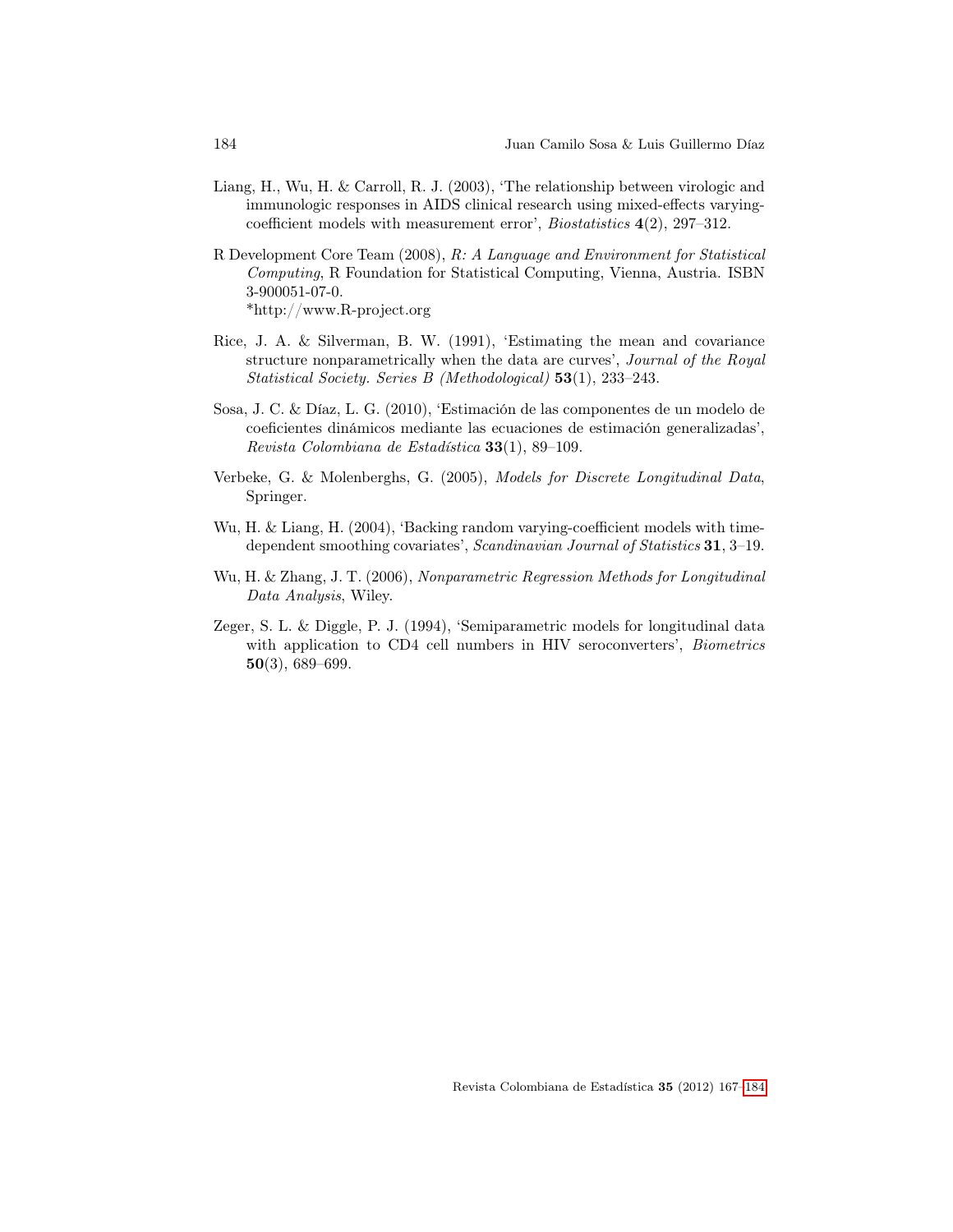Liang, H., Wu, H. & Carroll, R. J. (2003), 'The relationship between virologic and immunologic responses in AIDS clinical research using mixed-effects varying-coefficient models with measurement error', *Biostatistics* **4**(2), 297–312.

R Development Core Team (2008), *R: A Language and Environment for Statistical Computing*, R Foundation for Statistical Computing, Vienna, Austria. ISBN 3-900051-07-0.
*http://www.R-project.org

Rice, J. A. & Silverman, B. W. (1991), 'Estimating the mean and covariance structure nonparametrically when the data are curves', *Journal of the Royal Statistical Society. Series B (Methodological)* **53**(1), 233–243.

Sosa, J. C. & Díaz, L. G. (2010), 'Estimación de las componentes de un modelo de coeficientes dinámicos mediante las ecuaciones de estimación generalizadas', *Revista Colombiana de Estadística* **33**(1), 89–109.

Verbeke, G. & Molenberghs, G. (2005), *Models for Discrete Longitudinal Data*, Springer.

Wu, H. & Liang, H. (2004), 'Backing random varying-coefficient models with time-dependent smoothing covariates', *Scandinavian Journal of Statistics* **31**, 3–19.

Wu, H. & Zhang, J. T. (2006), *Nonparametric Regression Methods for Longitudinal Data Analysis*, Wiley.

Zeger, S. L. & Diggle, P. J. (1994), 'Semiparametric models for longitudinal data with application to CD4 cell numbers in HIV seroconverters', *Biometrics* **50**(3), 689–699.